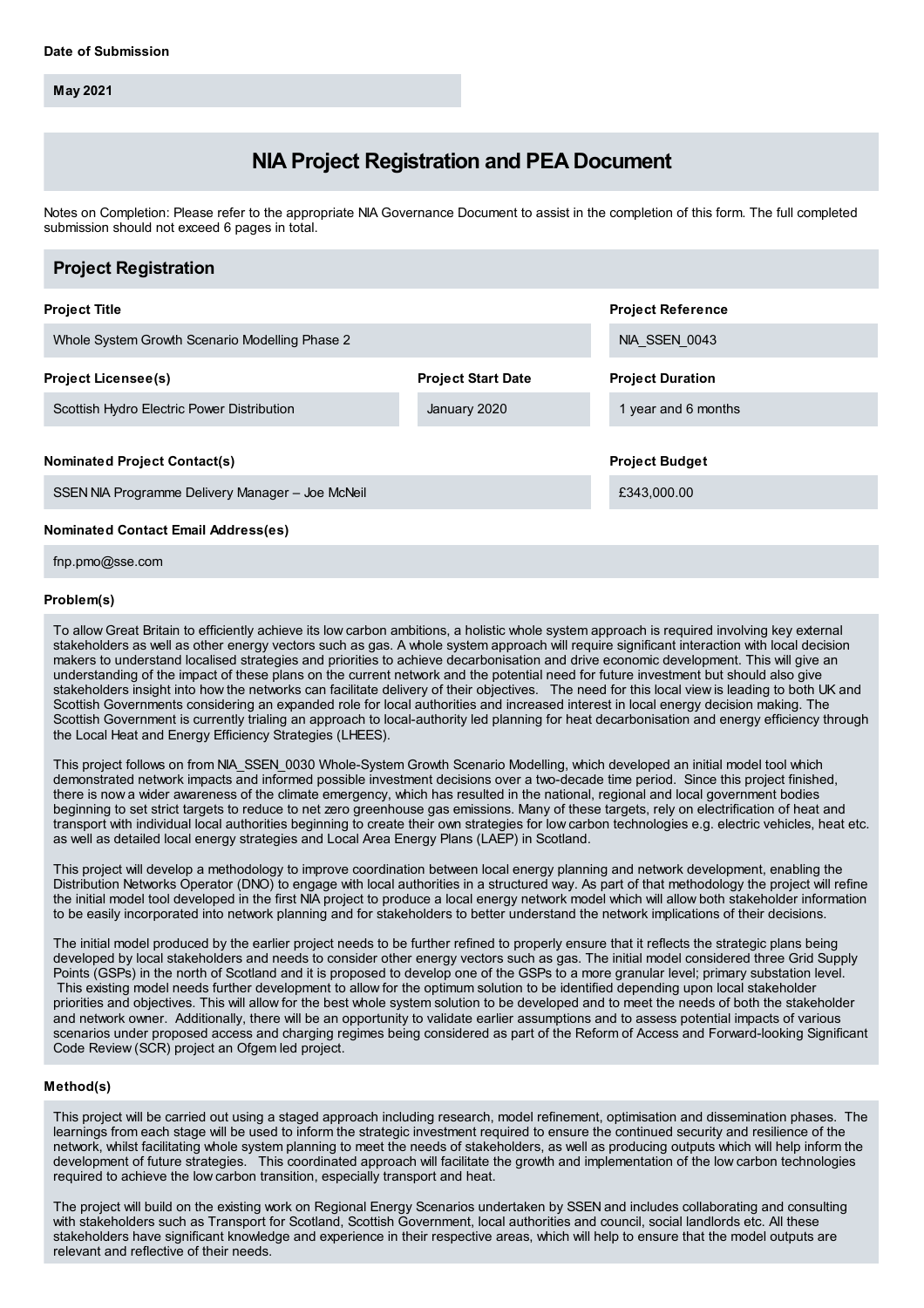**Date of Submission**

May 2021

# NIA Project Registration and PEA Document

Notes on Completion: Please refer to the appropriate NIA Governance Document to assist in the completion of this form. The full completed submission should not exceed 6 pages in total.

## Project Registration

**Project Title**

Whole System Growth Scenario Modelling Phase 2

**Project Reference**

NIA_SSEN_0043

**Project Licensee(s)**

Scottish Hydro Electric Power Distribution

**Project Start Date**

January 2020

**Project Duration**

1 year and 6 months

**Nominated Project Contact(s)**

SSEN NIA Programme Delivery Manager – Joe McNeil

**Project Budget**

£343,000.00

**Nominated Contact Email Address(es)**

fnp.pmo@sse.com

**Problem(s)**

To allow Great Britain to efficiently achieve its low carbon ambitions, a holistic whole system approach is required involving key external stakeholders as well as other energy vectors such as gas. A whole system approach will require significant interaction with local decision makers to understand localised strategies and priorities to achieve decarbonisation and drive economic development. This will give an understanding of the impact of these plans on the current network and the potential need for future investment but should also give stakeholders insight into how the networks can facilitate delivery of their objectives. The need for this local view is leading to both UK and Scottish Governments considering an expanded role for local authorities and increased interest in local energy decision making. The Scottish Government is currently trialing an approach to local-authority led planning for heat decarbonisation and energy efficiency through the Local Heat and Energy Efficiency Strategies (LHEES).

This project follows on from NIA_SSEN_0030 Whole-System Growth Scenario Modelling, which developed an initial model tool which demonstrated network impacts and informed possible investment decisions over a two-decade time period. Since this project finished, there is now a wider awareness of the climate emergency, which has resulted in the national, regional and local government bodies beginning to set strict targets to reduce to net zero greenhouse gas emissions. Many of these targets, rely on electrification of heat and transport with individual local authorities beginning to create their own strategies for low carbon technologies e.g. electric vehicles, heat etc. as well as detailed local energy strategies and Local Area Energy Plans (LAEP) in Scotland.

This project will develop a methodology to improve coordination between local energy planning and network development, enabling the Distribution Networks Operator (DNO) to engage with local authorities in a structured way. As part of that methodology the project will refine the initial model tool developed in the first NIA project to produce a local energy network model which will allow both stakeholder information to be easily incorporated into network planning and for stakeholders to better understand the network implications of their decisions.

The initial model produced by the earlier project needs to be further refined to properly ensure that it reflects the strategic plans being developed by local stakeholders and needs to consider other energy vectors such as gas. The initial model considered three Grid Supply Points (GSPs) in the north of Scotland and it is proposed to develop one of the GSPs to a more granular level; primary substation level. This existing model needs further development to allow for the optimum solution to be identified depending upon local stakeholder priorities and objectives. This will allow for the best whole system solution to be developed and to meet the needs of both the stakeholder and network owner. Additionally, there will be an opportunity to validate earlier assumptions and to assess potential impacts of various scenarios under proposed access and charging regimes being considered as part of the Reform of Access and Forward-looking Significant Code Review (SCR) project an Ofgem led project.

**Method(s)**

This project will be carried out using a staged approach including research, model refinement, optimisation and dissemination phases. The learnings from each stage will be used to inform the strategic investment required to ensure the continued security and resilience of the network, whilst facilitating whole system planning to meet the needs of stakeholders, as well as producing outputs which will help inform the development of future strategies. This coordinated approach will facilitate the growth and implementation of the low carbon technologies required to achieve the low carbon transition, especially transport and heat.

The project will build on the existing work on Regional Energy Scenarios undertaken by SSEN and includes collaborating and consulting with stakeholders such as Transport for Scotland, Scottish Government, local authorities and council, social landlords etc. All these stakeholders have significant knowledge and experience in their respective areas, which will help to ensure that the model outputs are relevant and reflective of their needs.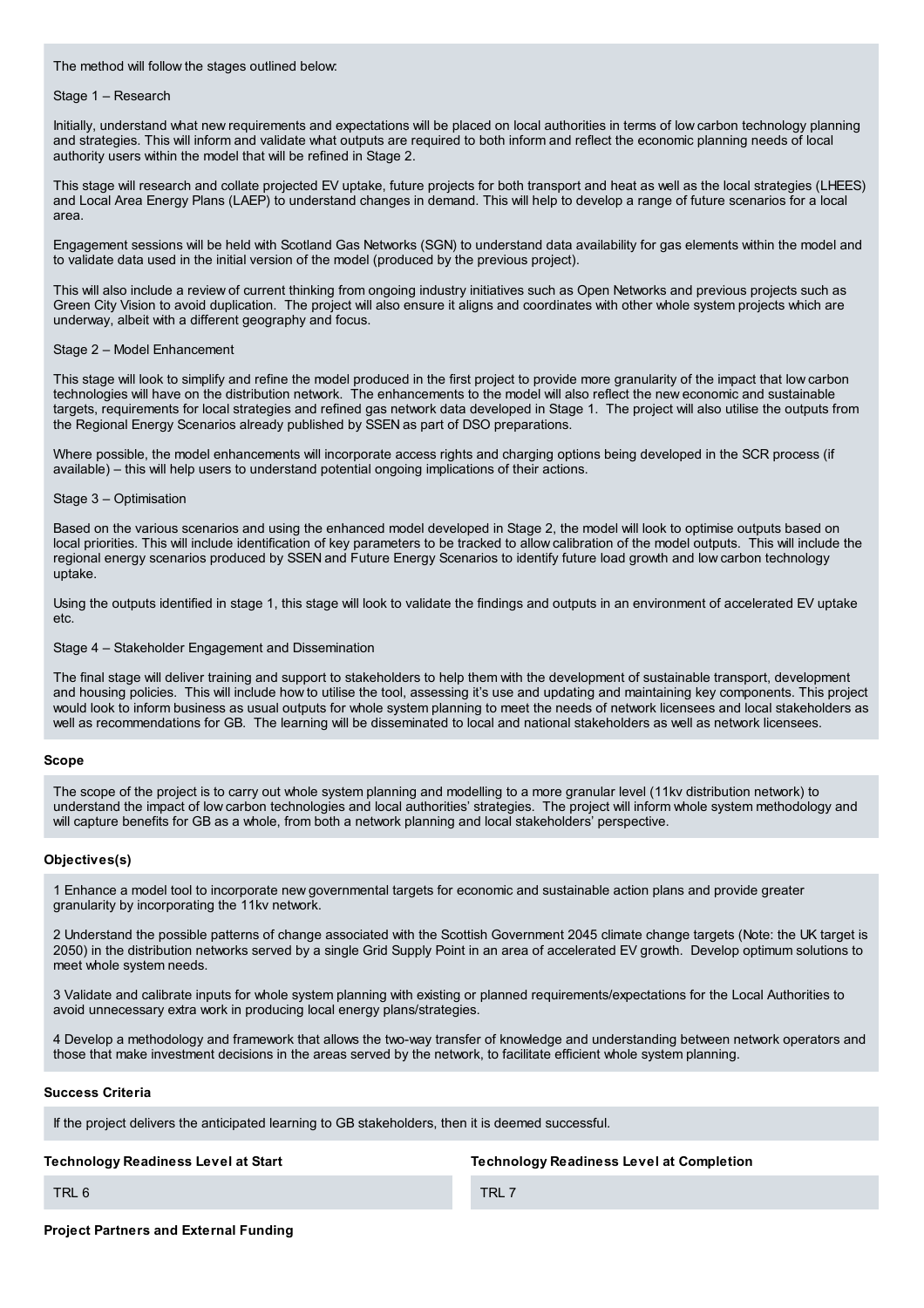The method will follow the stages outlined below:

Stage 1 – Research

Initially, understand what new requirements and expectations will be placed on local authorities in terms of low carbon technology planning and strategies. This will inform and validate what outputs are required to both inform and reflect the economic planning needs of local authority users within the model that will be refined in Stage 2.

This stage will research and collate projected EV uptake, future projects for both transport and heat as well as the local strategies (LHEES) and Local Area Energy Plans (LAEP) to understand changes in demand. This will help to develop a range of future scenarios for a local area.

Engagement sessions will be held with Scotland Gas Networks (SGN) to understand data availability for gas elements within the model and to validate data used in the initial version of the model (produced by the previous project).

This will also include a review of current thinking from ongoing industry initiatives such as Open Networks and previous projects such as Green City Vision to avoid duplication. The project will also ensure it aligns and coordinates with other whole system projects which are underway, albeit with a different geography and focus.

Stage 2 – Model Enhancement

This stage will look to simplify and refine the model produced in the first project to provide more granularity of the impact that low carbon technologies will have on the distribution network. The enhancements to the model will also reflect the new economic and sustainable targets, requirements for local strategies and refined gas network data developed in Stage 1. The project will also utilise the outputs from the Regional Energy Scenarios already published by SSEN as part of DSO preparations.

Where possible, the model enhancements will incorporate access rights and charging options being developed in the SCR process (if available) – this will help users to understand potential ongoing implications of their actions.

Stage 3 – Optimisation

Based on the various scenarios and using the enhanced model developed in Stage 2, the model will look to optimise outputs based on local priorities. This will include identification of key parameters to be tracked to allow calibration of the model outputs. This will include the regional energy scenarios produced by SSEN and Future Energy Scenarios to identify future load growth and low carbon technology uptake.

Using the outputs identified in stage 1, this stage will look to validate the findings and outputs in an environment of accelerated EV uptake etc.

Stage 4 – Stakeholder Engagement and Dissemination

The final stage will deliver training and support to stakeholders to help them with the development of sustainable transport, development and housing policies. This will include how to utilise the tool, assessing it's use and updating and maintaining key components. This project would look to inform business as usual outputs for whole system planning to meet the needs of network licensees and local stakeholders as well as recommendations for GB. The learning will be disseminated to local and national stakeholders as well as network licensees.

**Scope**

The scope of the project is to carry out whole system planning and modelling to a more granular level (11kv distribution network) to understand the impact of low carbon technologies and local authorities' strategies. The project will inform whole system methodology and will capture benefits for GB as a whole, from both a network planning and local stakeholders' perspective.

**Objectives(s)**

1 Enhance a model tool to incorporate new governmental targets for economic and sustainable action plans and provide greater granularity by incorporating the 11kv network.

2 Understand the possible patterns of change associated with the Scottish Government 2045 climate change targets (Note: the UK target is 2050) in the distribution networks served by a single Grid Supply Point in an area of accelerated EV growth. Develop optimum solutions to meet whole system needs.

3 Validate and calibrate inputs for whole system planning with existing or planned requirements/expectations for the Local Authorities to avoid unnecessary extra work in producing local energy plans/strategies.

4 Develop a methodology and framework that allows the two-way transfer of knowledge and understanding between network operators and those that make investment decisions in the areas served by the network, to facilitate efficient whole system planning.

**Success Criteria**

If the project delivers the anticipated learning to GB stakeholders, then it is deemed successful.

| Technology Readiness Level at Start | Technology Readiness Level at Completion |
|---|---|
| TRL 6 | TRL 7 |

**Project Partners and External Funding**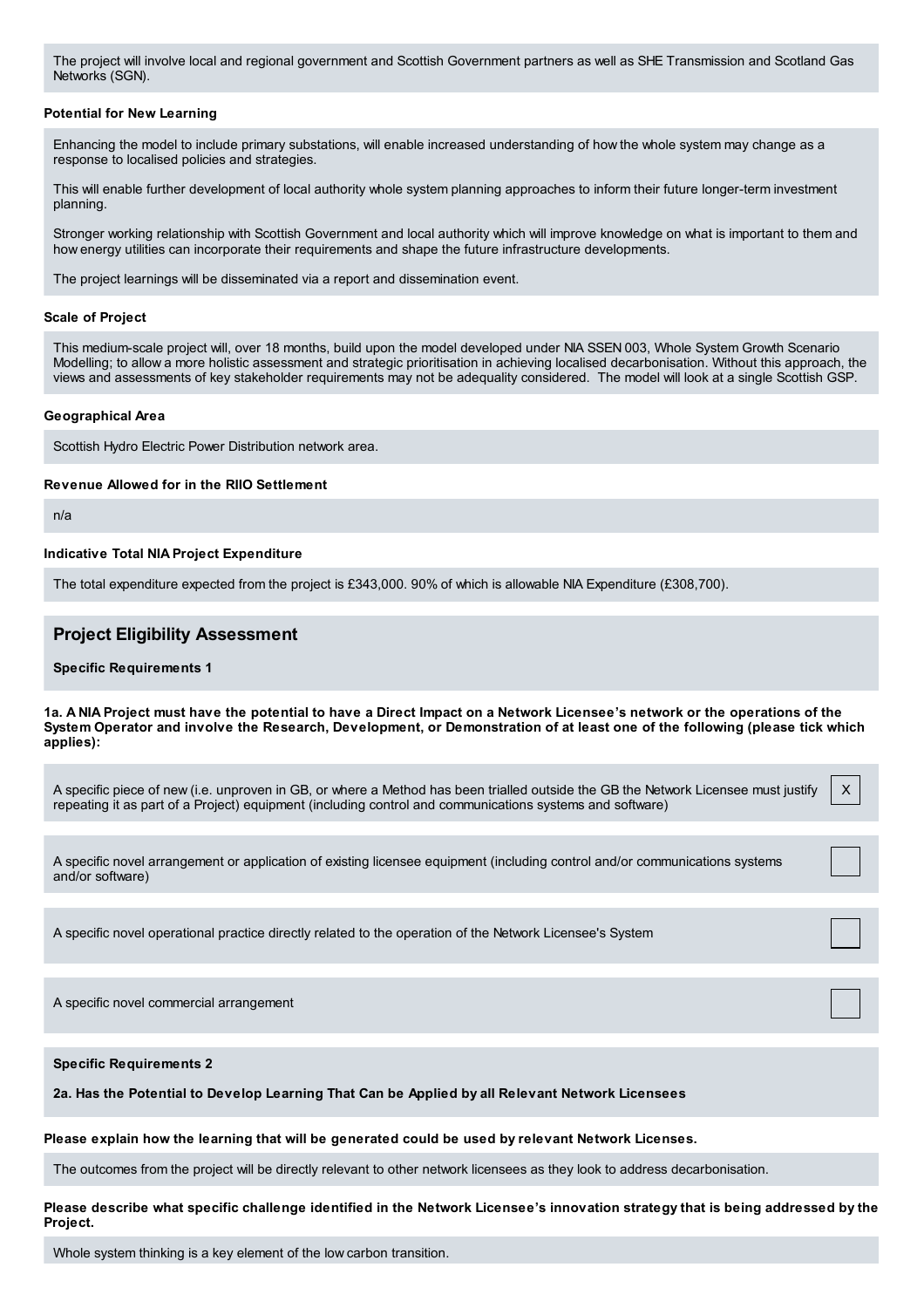The project will involve local and regional government and Scottish Government partners as well as SHE Transmission and Scotland Gas Networks (SGN).

**Potential for New Learning**

Enhancing the model to include primary substations, will enable increased understanding of how the whole system may change as a response to localised policies and strategies.

This will enable further development of local authority whole system planning approaches to inform their future longer-term investment planning.

Stronger working relationship with Scottish Government and local authority which will improve knowledge on what is important to them and how energy utilities can incorporate their requirements and shape the future infrastructure developments.

The project learnings will be disseminated via a report and dissemination event.

**Scale of Project**

This medium-scale project will, over 18 months, build upon the model developed under NIA SSEN 003, Whole System Growth Scenario Modelling; to allow a more holistic assessment and strategic prioritisation in achieving localised decarbonisation. Without this approach, the views and assessments of key stakeholder requirements may not be adequality considered. The model will look at a single Scottish GSP.

**Geographical Area**

Scottish Hydro Electric Power Distribution network area.

**Revenue Allowed for in the RIIO Settlement**

n/a

**Indicative Total NIA Project Expenditure**

The total expenditure expected from the project is £343,000. 90% of which is allowable NIA Expenditure (£308,700).

## Project Eligibility Assessment

**Specific Requirements 1**

**1a. A NIA Project must have the potential to have a Direct Impact on a Network Licensee's network or the operations of the System Operator and involve the Research, Development, or Demonstration of at least one of the following (please tick which applies):**

| | |
|---|---|
| A specific piece of new (i.e. unproven in GB, or where a Method has been trialled outside the GB the Network Licensee must justify repeating it as part of a Project) equipment (including control and communications systems and software) | X |
| A specific novel arrangement or application of existing licensee equipment (including control and/or communications systems and/or software) | |
| A specific novel operational practice directly related to the operation of the Network Licensee's System | |
| A specific novel commercial arrangement | |

**Specific Requirements 2**

**2a. Has the Potential to Develop Learning That Can be Applied by all Relevant Network Licensees**

**Please explain how the learning that will be generated could be used by relevant Network Licenses.**

The outcomes from the project will be directly relevant to other network licensees as they look to address decarbonisation.

**Please describe what specific challenge identified in the Network Licensee's innovation strategy that is being addressed by the Project.**

Whole system thinking is a key element of the low carbon transition.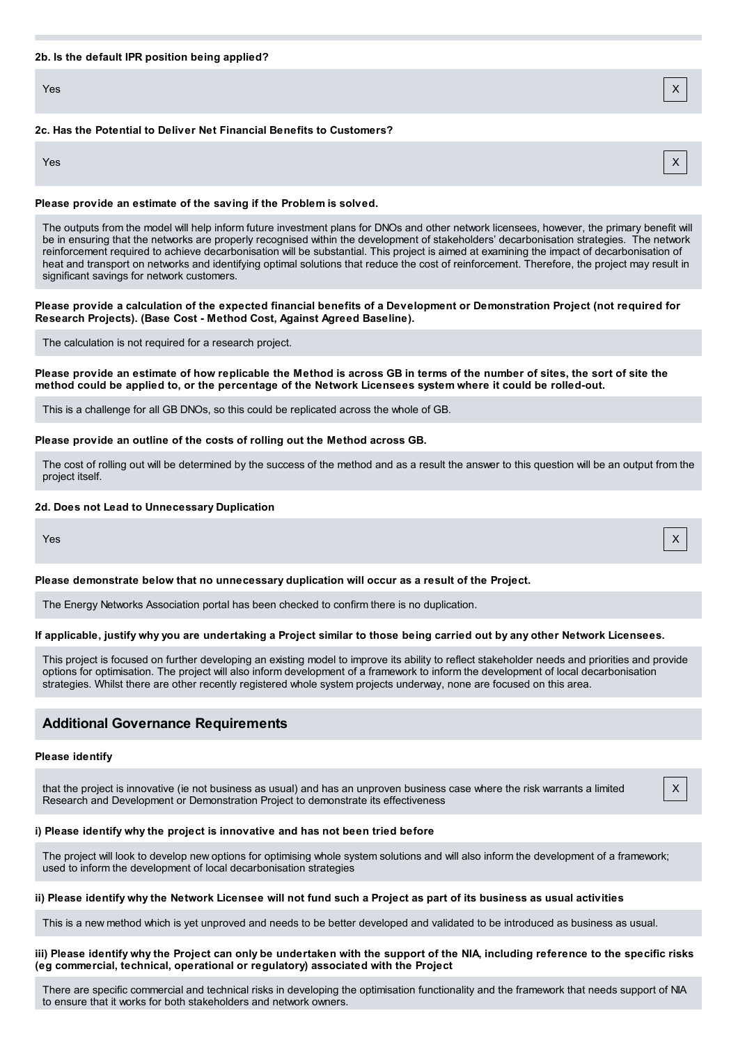**2b. Is the default IPR position being applied?**

Yes X

**2c. Has the Potential to Deliver Net Financial Benefits to Customers?**

Yes X

**Please provide an estimate of the saving if the Problem is solved.**

The outputs from the model will help inform future investment plans for DNOs and other network licensees, however, the primary benefit will be in ensuring that the networks are properly recognised within the development of stakeholders' decarbonisation strategies. The network reinforcement required to achieve decarbonisation will be substantial. This project is aimed at examining the impact of decarbonisation of heat and transport on networks and identifying optimal solutions that reduce the cost of reinforcement. Therefore, the project may result in significant savings for network customers.

**Please provide a calculation of the expected financial benefits of a Development or Demonstration Project (not required for Research Projects). (Base Cost - Method Cost, Against Agreed Baseline).**

The calculation is not required for a research project.

**Please provide an estimate of how replicable the Method is across GB in terms of the number of sites, the sort of site the method could be applied to, or the percentage of the Network Licensees system where it could be rolled-out.**

This is a challenge for all GB DNOs, so this could be replicated across the whole of GB.

**Please provide an outline of the costs of rolling out the Method across GB.**

The cost of rolling out will be determined by the success of the method and as a result the answer to this question will be an output from the project itself.

**2d. Does not Lead to Unnecessary Duplication**

Yes X

**Please demonstrate below that no unnecessary duplication will occur as a result of the Project.**

The Energy Networks Association portal has been checked to confirm there is no duplication.

**If applicable, justify why you are undertaking a Project similar to those being carried out by any other Network Licensees.**

This project is focused on further developing an existing model to improve its ability to reflect stakeholder needs and priorities and provide options for optimisation. The project will also inform development of a framework to inform the development of local decarbonisation strategies. Whilst there are other recently registered whole system projects underway, none are focused on this area.

## Additional Governance Requirements

**Please identify**

that the project is innovative (ie not business as usual) and has an unproven business case where the risk warrants a limited Research and Development or Demonstration Project to demonstrate its effectiveness X

**i) Please identify why the project is innovative and has not been tried before**

The project will look to develop new options for optimising whole system solutions and will also inform the development of a framework; used to inform the development of local decarbonisation strategies

**ii) Please identify why the Network Licensee will not fund such a Project as part of its business as usual activities**

This is a new method which is yet unproved and needs to be better developed and validated to be introduced as business as usual.

**iii) Please identify why the Project can only be undertaken with the support of the NIA, including reference to the specific risks (eg commercial, technical, operational or regulatory) associated with the Project**

There are specific commercial and technical risks in developing the optimisation functionality and the framework that needs support of NIA to ensure that it works for both stakeholders and network owners.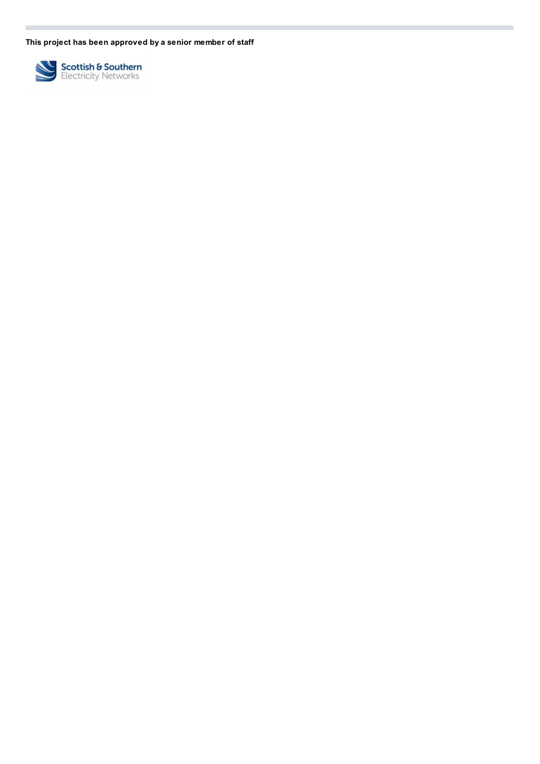**This project has been approved by a senior member of staff**

Scottish & Southern
Electricity Networks